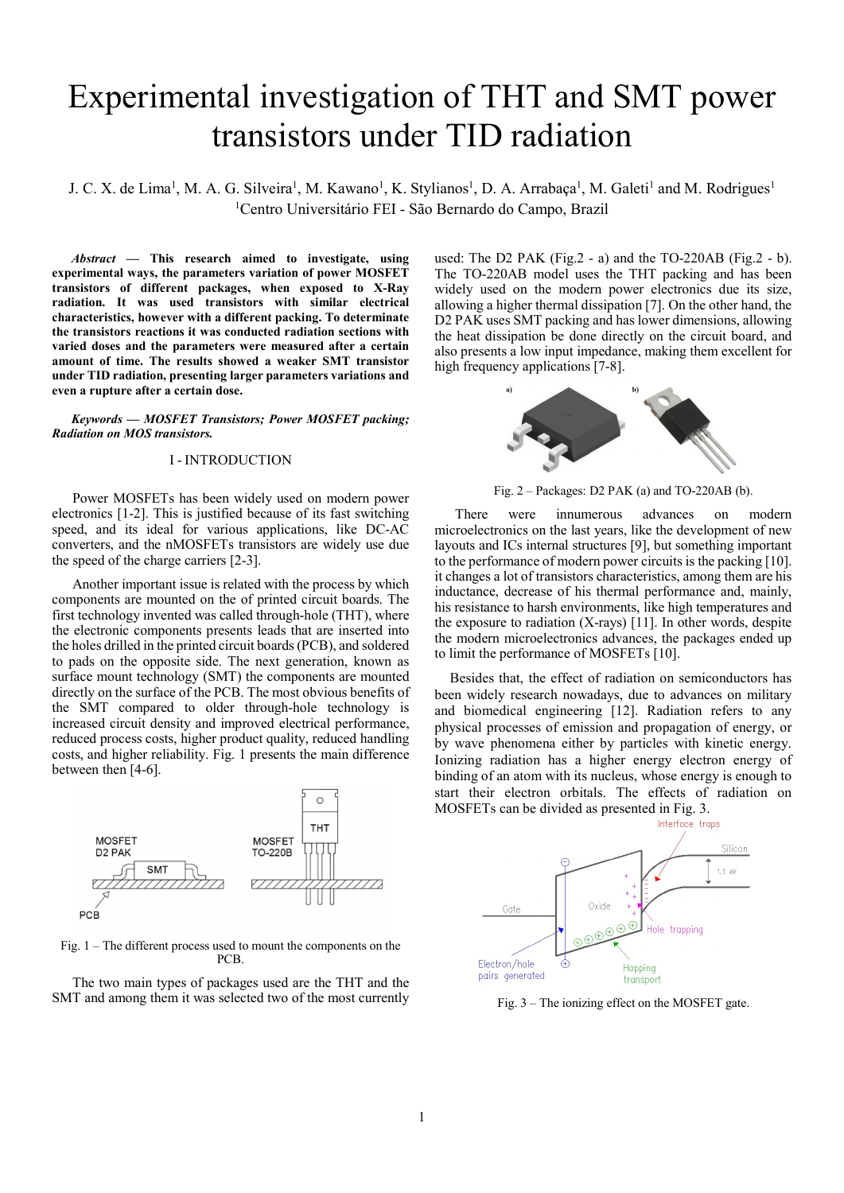# Experimental investigation of THT and SMT power transistors under TID radiation

J. C. X. de Lima[1], M. A. G. Silveira[1], M. Kawano[1], K. Stylianos[1], D. A. Arrabaça[1], M. Galeti[1] and M. Rodrigues[1]
[1]Centro Universitário FEI - São Bernardo do Campo, Brazil

***Abstract* — This research aimed to investigate, using experimental ways, the parameters variation of power MOSFET transistors of different packages, when exposed to X-Ray radiation. It was used transistors with similar electrical characteristics, however with a different packing. To determinate the transistors reactions it was conducted radiation sections with varied doses and the parameters were measured after a certain amount of time. The results showed a weaker SMT transistor under TID radiation, presenting larger parameters variations and even a rupture after a certain dose.**

***Keywords — MOSFET Transistors; Power MOSFET packing; Radiation on MOS transistors.***

## I - INTRODUCTION

Power MOSFETs has been widely used on modern power electronics [1-2]. This is justified because of its fast switching speed, and its ideal for various applications, like DC-AC converters, and the nMOSFETs transistors are widely use due the speed of the charge carriers [2-3].

Another important issue is related with the process by which components are mounted on the of printed circuit boards. The first technology invented was called through-hole (THT), where the electronic components presents leads that are inserted into the holes drilled in the printed circuit boards (PCB), and soldered to pads on the opposite side. The next generation, known as surface mount technology (SMT) the components are mounted directly on the surface of the PCB. The most obvious benefits of the SMT compared to older through-hole technology is increased circuit density and improved electrical performance, reduced process costs, higher product quality, reduced handling costs, and higher reliability. Fig. 1 presents the main difference between then [4-6].

Fig. 1 – The different process used to mount the components on the PCB.

The two main types of packages used are the THT and the SMT and among them it was selected two of the most currently used: The D2 PAK (Fig.2 - a) and the TO-220AB (Fig.2 - b). The TO-220AB model uses the THT packing and has been widely used on the modern power electronics due its size, allowing a higher thermal dissipation [7]. On the other hand, the D2 PAK uses SMT packing and has lower dimensions, allowing the heat dissipation be done directly on the circuit board, and also presents a low input impedance, making them excellent for high frequency applications [7-8].

Fig. 2 – Packages: D2 PAK (a) and TO-220AB (b).

There were innumerous advances on modern microelectronics on the last years, like the development of new layouts and ICs internal structures [9], but something important to the performance of modern power circuits is the packing [10]. it changes a lot of transistors characteristics, among them are his inductance, decrease of his thermal performance and, mainly, his resistance to harsh environments, like high temperatures and the exposure to radiation (X-rays) [11]. In other words, despite the modern microelectronics advances, the packages ended up to limit the performance of MOSFETs [10].

Besides that, the effect of radiation on semiconductors has been widely research nowadays, due to advances on military and biomedical engineering [12]. Radiation refers to any physical processes of emission and propagation of energy, or by wave phenomena either by particles with kinetic energy. Ionizing radiation has a higher energy electron energy of binding of an atom with its nucleus, whose energy is enough to start their electron orbitals. The effects of radiation on MOSFETs can be divided as presented in Fig. 3.

Fig. 3 – The ionizing effect on the MOSFET gate.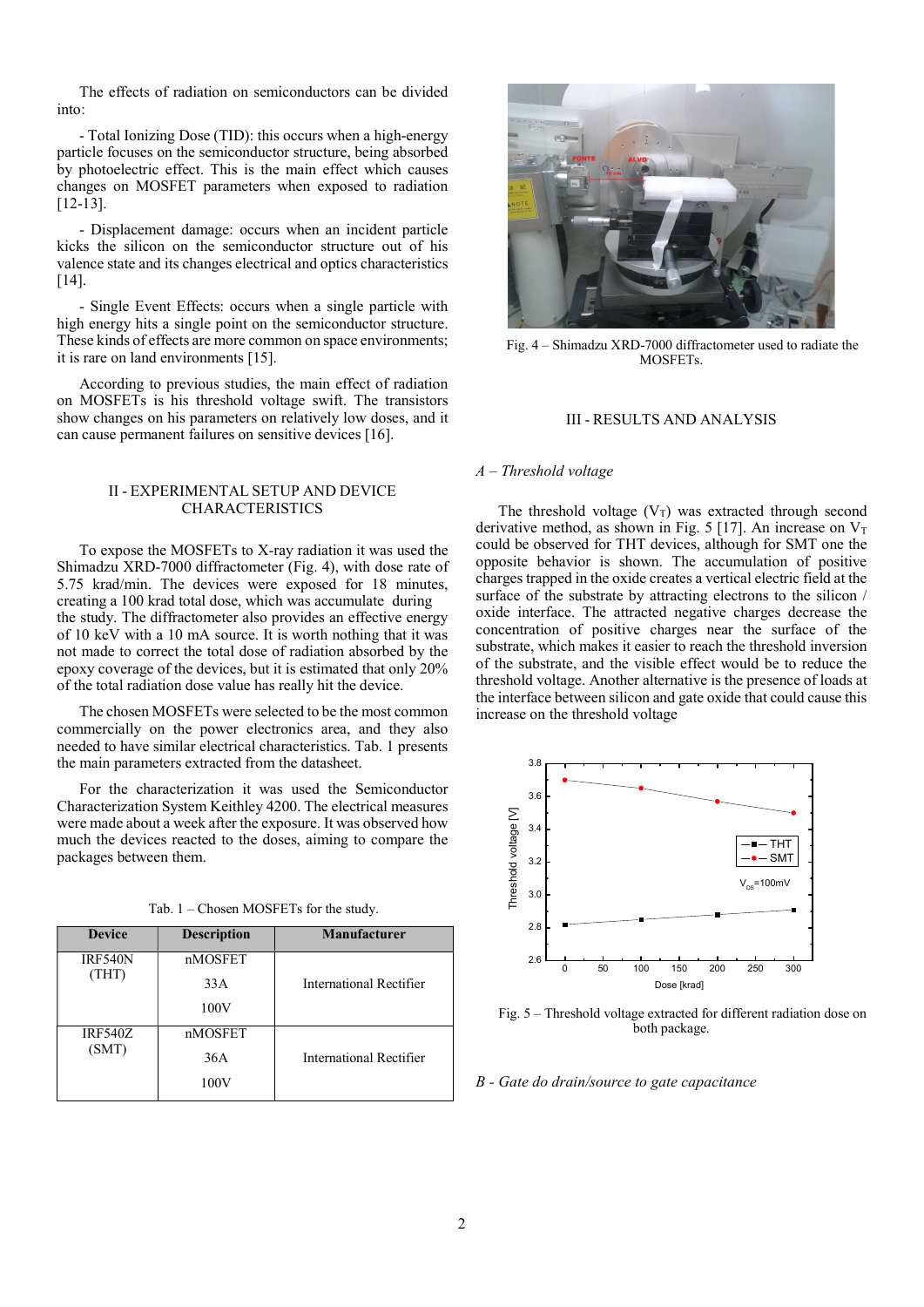The effects of radiation on semiconductors can be divided into:

- Total Ionizing Dose (TID): this occurs when a high-energy particle focuses on the semiconductor structure, being absorbed by photoelectric effect. This is the main effect which causes changes on MOSFET parameters when exposed to radiation [12-13].

- Displacement damage: occurs when an incident particle kicks the silicon on the semiconductor structure out of his valence state and its changes electrical and optics characteristics [14].

- Single Event Effects: occurs when a single particle with high energy hits a single point on the semiconductor structure. These kinds of effects are more common on space environments; it is rare on land environments [15].

According to previous studies, the main effect of radiation on MOSFETs is his threshold voltage swift. The transistors show changes on his parameters on relatively low doses, and it can cause permanent failures on sensitive devices [16].

## II - EXPERIMENTAL SETUP AND DEVICE CHARACTERISTICS

To expose the MOSFETs to X-ray radiation it was used the Shimadzu XRD-7000 diffractometer (Fig. 4), with dose rate of 5.75 krad/min. The devices were exposed for 18 minutes, creating a 100 krad total dose, which was accumulate during the study. The diffractometer also provides an effective energy of 10 keV with a 10 mA source. It is worth nothing that it was not made to correct the total dose of radiation absorbed by the epoxy coverage of the devices, but it is estimated that only 20% of the total radiation dose value has really hit the device.

The chosen MOSFETs were selected to be the most common commercially on the power electronics area, and they also needed to have similar electrical characteristics. Tab. 1 presents the main parameters extracted from the datasheet.

For the characterization it was used the Semiconductor Characterization System Keithley 4200. The electrical measures were made about a week after the exposure. It was observed how much the devices reacted to the doses, aiming to compare the packages between them.

Tab. 1 – Chosen MOSFETs for the study.

| Device | Description | Manufacturer |
|---|---|---|
| IRF540N (THT) | nMOSFET<br>33A<br>100V | International Rectifier |
| IRF540Z (SMT) | nMOSFET<br>36A<br>100V | International Rectifier |

Fig. 4 – Shimadzu XRD-7000 diffractometer used to radiate the MOSFETs.

## III - RESULTS AND ANALYSIS

### *A – Threshold voltage*

The threshold voltage ($V_T$) was extracted through second derivative method, as shown in Fig. 5 [17]. An increase on $V_T$ could be observed for THT devices, although for SMT one the opposite behavior is shown. The accumulation of positive charges trapped in the oxide creates a vertical electric field at the surface of the substrate by attracting electrons to the silicon / oxide interface. The attracted negative charges decrease the concentration of positive charges near the surface of the substrate, which makes it easier to reach the threshold inversion of the substrate, and the visible effect would be to reduce the threshold voltage. Another alternative is the presence of loads at the interface between silicon and gate oxide that could cause this increase on the threshold voltage

Fig. 5 – Threshold voltage extracted for different radiation dose on both package.

### *B - Gate do drain/source to gate capacitance*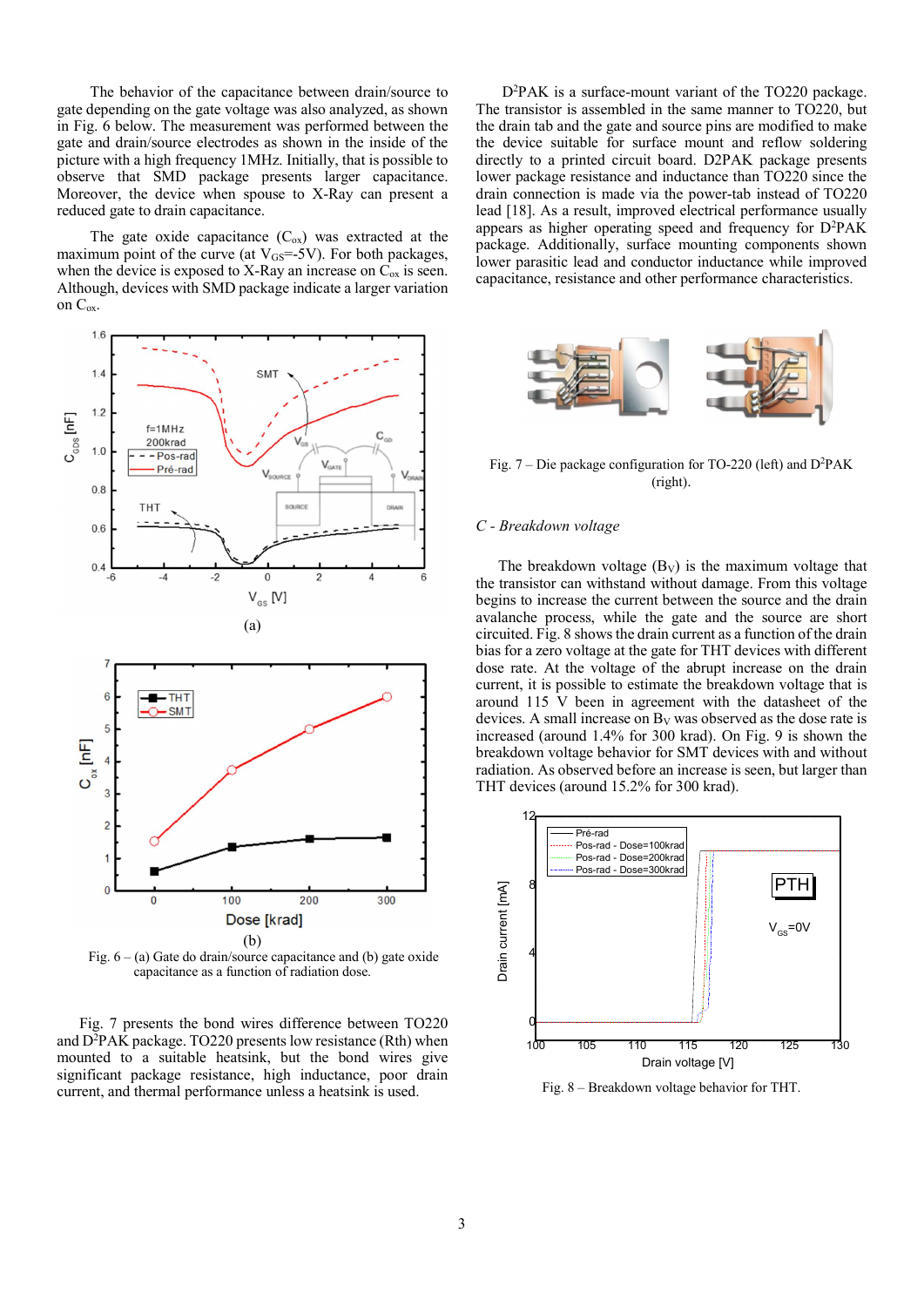The behavior of the capacitance between drain/source to gate depending on the gate voltage was also analyzed, as shown in Fig. 6 below. The measurement was performed between the gate and drain/source electrodes as shown in the inside of the picture with a high frequency 1MHz. Initially, that is possible to observe that SMD package presents larger capacitance. Moreover, the device when spouse to X-Ray can present a reduced gate to drain capacitance.

The gate oxide capacitance ($C_{ox}$) was extracted at the maximum point of the curve (at $V_{GS}$=-5V). For both packages, when the device is exposed to X-Ray an increase on $C_{ox}$ is seen. Although, devices with SMD package indicate a larger variation on $C_{ox}$.

(a)

(b)

Fig. 6 – (a) Gate do drain/source capacitance and (b) gate oxide capacitance as a function of radiation dose.

Fig. 7 presents the bond wires difference between TO220 and $D^2$PAK package. TO220 presents low resistance (Rth) when mounted to a suitable heatsink, but the bond wires give significant package resistance, high inductance, poor drain current, and thermal performance unless a heatsink is used.

$D^2$PAK is a surface-mount variant of the TO220 package. The transistor is assembled in the same manner to TO220, but the drain tab and the gate and source pins are modified to make the device suitable for surface mount and reflow soldering directly to a printed circuit board. D2PAK package presents lower package resistance and inductance than TO220 since the drain connection is made via the power-tab instead of TO220 lead [18]. As a result, improved electrical performance usually appears as higher operating speed and frequency for $D^2$PAK package. Additionally, surface mounting components shown lower parasitic lead and conductor inductance while improved capacitance, resistance and other performance characteristics.

Fig. 7 – Die package configuration for TO-220 (left) and $D^2$PAK (right).

*C - Breakdown voltage*

The breakdown voltage ($B_V$) is the maximum voltage that the transistor can withstand without damage. From this voltage begins to increase the current between the source and the drain avalanche process, while the gate and the source are short circuited. Fig. 8 shows the drain current as a function of the drain bias for a zero voltage at the gate for THT devices with different dose rate. At the voltage of the abrupt increase on the drain current, it is possible to estimate the breakdown voltage that is around 115 V been in agreement with the datasheet of the devices. A small increase on $B_V$ was observed as the dose rate is increased (around 1.4% for 300 krad). On Fig. 9 is shown the breakdown voltage behavior for SMT devices with and without radiation. As observed before an increase is seen, but larger than THT devices (around 15.2% for 300 krad).

Fig. 8 – Breakdown voltage behavior for THT.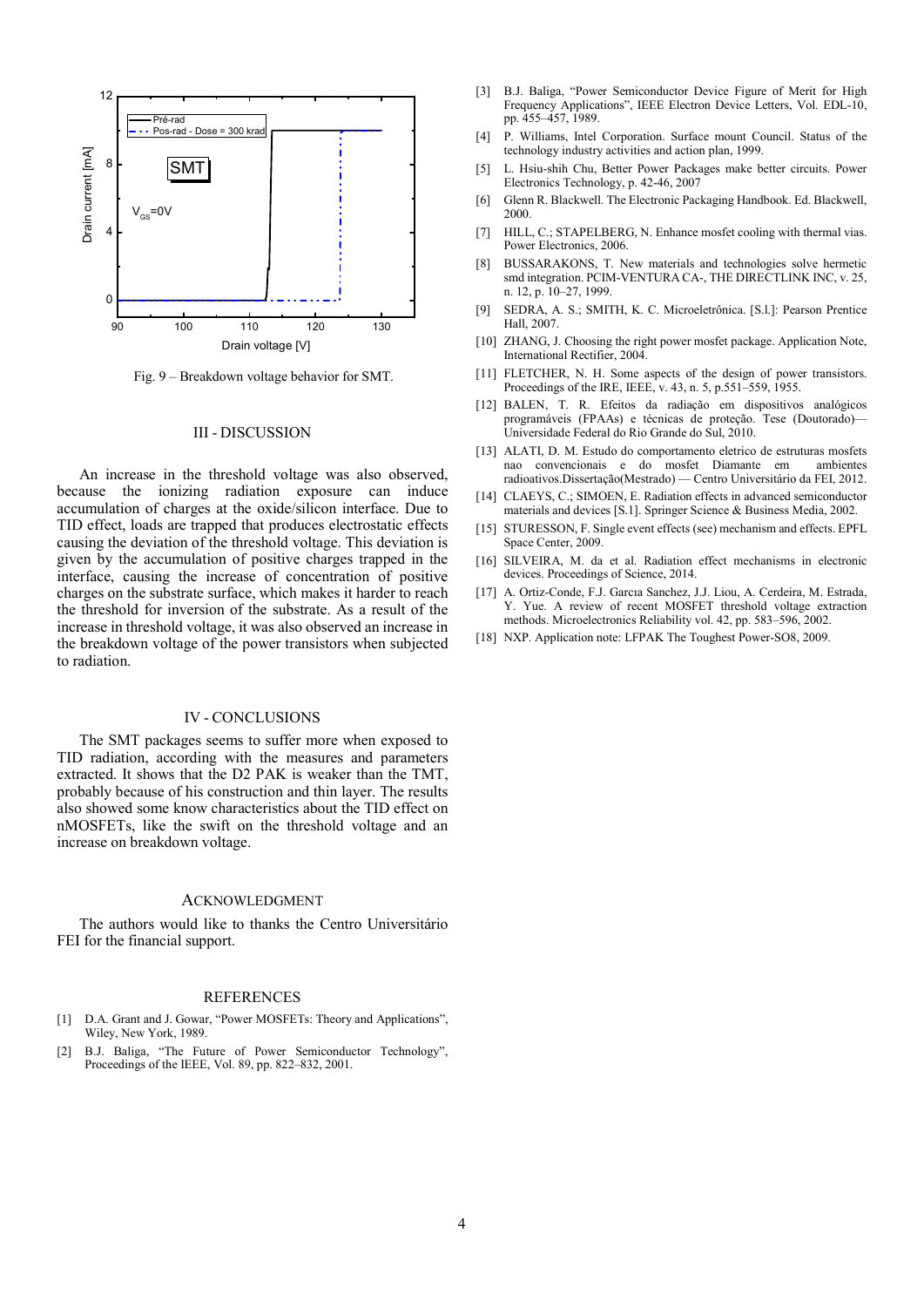12

8

4

0

90 100 110 120 130

Drain current [mA]

Drain voltage [V]

Pré-rad

Pos-rad - Dose = 300 krad

SMT

$V_{GS}$=0V

Fig. 9 – Breakdown voltage behavior for SMT.

## III - DISCUSSION

An increase in the threshold voltage was also observed, because the ionizing radiation exposure can induce accumulation of charges at the oxide/silicon interface. Due to TID effect, loads are trapped that produces electrostatic effects causing the deviation of the threshold voltage. This deviation is given by the accumulation of positive charges trapped in the interface, causing the increase of concentration of positive charges on the substrate surface, which makes it harder to reach the threshold for inversion of the substrate. As a result of the increase in threshold voltage, it was also observed an increase in the breakdown voltage of the power transistors when subjected to radiation.

## IV - CONCLUSIONS

The SMT packages seems to suffer more when exposed to TID radiation, according with the measures and parameters extracted. It shows that the D2 PAK is weaker than the TMT, probably because of his construction and thin layer. The results also showed some know characteristics about the TID effect on nMOSFETs, like the swift on the threshold voltage and an increase on breakdown voltage.

## ACKNOWLEDGMENT

The authors would like to thanks the Centro Universitário FEI for the financial support.

## REFERENCES

[1] D.A. Grant and J. Gowar, "Power MOSFETs: Theory and Applications", Wiley, New York, 1989.

[2] B.J. Baliga, "The Future of Power Semiconductor Technology", Proceedings of the IEEE, Vol. 89, pp. 822–832, 2001.

[3] B.J. Baliga, "Power Semiconductor Device Figure of Merit for High Frequency Applications", IEEE Electron Device Letters, Vol. EDL-10, pp. 455–457, 1989.

[4] P. Williams, Intel Corporation. Surface mount Council. Status of the technology industry activities and action plan, 1999.

[5] L. Hsiu-shih Chu, Better Power Packages make better circuits. Power Electronics Technology, p. 42-46, 2007

[6] Glenn R. Blackwell. The Electronic Packaging Handbook. Ed. Blackwell, 2000.

[7] HILL, C.; STAPELBERG, N. Enhance mosfet cooling with thermal vias. Power Electronics, 2006.

[8] BUSSARAKONS, T. New materials and technologies solve hermetic smd integration. PCIM-VENTURA CA-, THE DIRECTLINK INC, v. 25, n. 12, p. 10–27, 1999.

[9] SEDRA, A. S.; SMITH, K. C. Microeletrônica. [S.l.]: Pearson Prentice Hall, 2007.

[10] ZHANG, J. Choosing the right power mosfet package. Application Note, International Rectifier, 2004.

[11] FLETCHER, N. H. Some aspects of the design of power transistors. Proceedings of the IRE, IEEE, v. 43, n. 5, p.551–559, 1955.

[12] BALEN, T. R. Efeitos da radiação em dispositivos analógicos programáveis (FPAAs) e técnicas de proteção. Tese (Doutorado)— Universidade Federal do Rio Grande do Sul, 2010.

[13] ALATI, D. M. Estudo do comportamento eletrico de estruturas mosfets nao convencionais e do mosfet Diamante em ambientes radioativos.Dissertação(Mestrado) — Centro Universitário da FEI, 2012.

[14] CLAEYS, C.; SIMOEN, E. Radiation effects in advanced semiconductor materials and devices [S.1]. Springer Science & Business Media, 2002.

[15] STURESSON, F. Single event effects (see) mechanism and effects. EPFL Space Center, 2009.

[16] SILVEIRA, M. da et al. Radiation effect mechanisms in electronic devices. Proceedings of Science, 2014.

[17] A. Ortiz-Conde, F.J. Garcıa Sanchez, J.J. Liou, A. Cerdeira, M. Estrada, Y. Yue. A review of recent MOSFET threshold voltage extraction methods. Microelectronics Reliability vol. 42, pp. 583–596, 2002.

[18] NXP. Application note: LFPAK The Toughest Power-SO8, 2009.